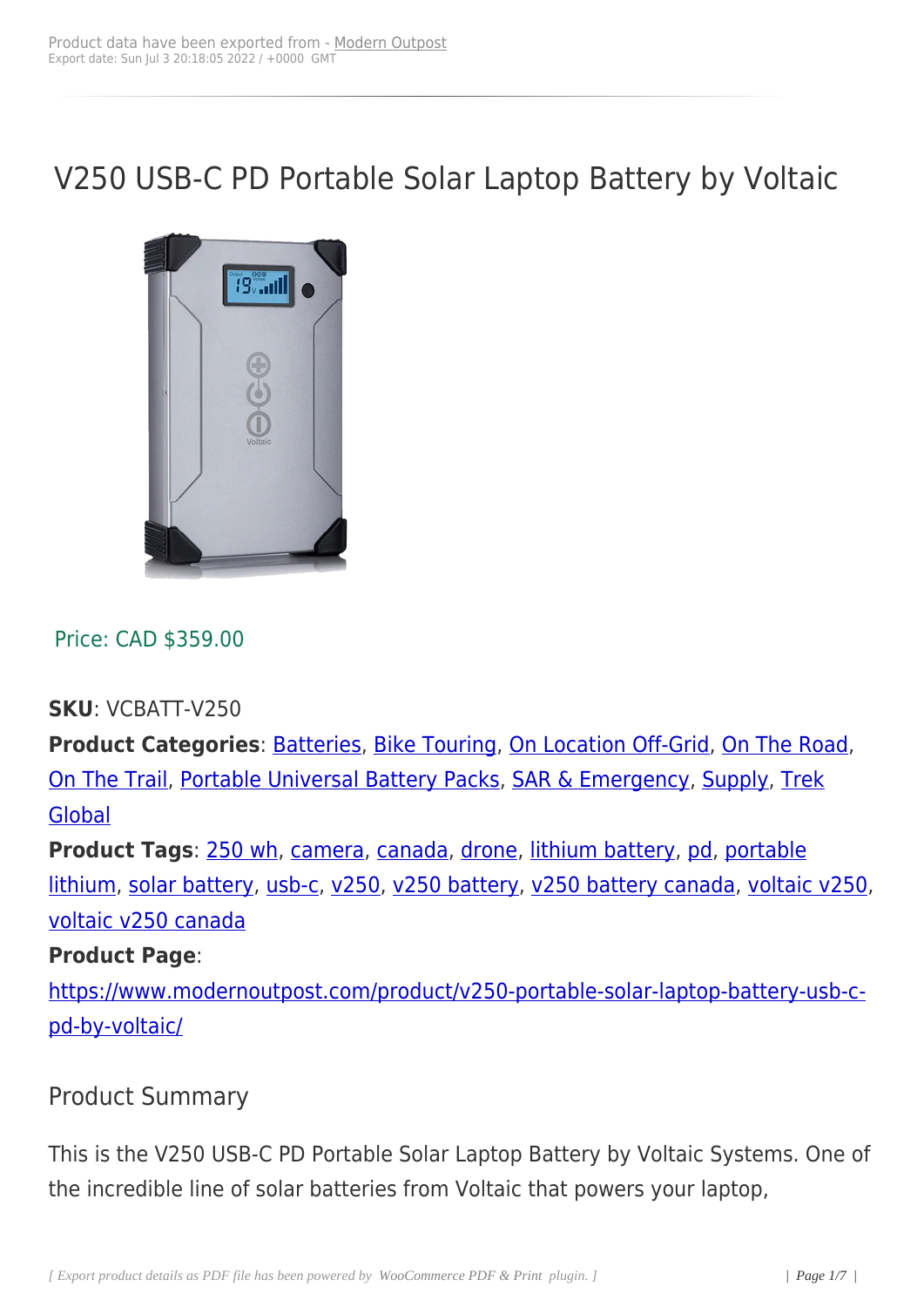Product data have been exported from - Modern Outpost
Export date: Sun Jul 3 20:18:05 2022 / +0000 GMT

# V250 USB-C PD Portable Solar Laptop Battery by Voltaic

Price: CAD $359.00

**SKU**: VCBATT-V250
**Product Categories**: Batteries, Bike Touring, On Location Off-Grid, On The Road, On The Trail, Portable Universal Battery Packs, SAR & Emergency, Supply, Trek Global
**Product Tags**: 250 wh, camera, canada, drone, lithium battery, pd, portable lithium, solar battery, usb-c, v250, v250 battery, v250 battery canada, voltaic v250, voltaic v250 canada
**Product Page**: https://www.modernoutpost.com/product/v250-portable-solar-laptop-battery-usb-c-pd-by-voltaic/

## Product Summary

This is the V250 USB-C PD Portable Solar Laptop Battery by Voltaic Systems. One of the incredible line of solar batteries from Voltaic that powers your laptop,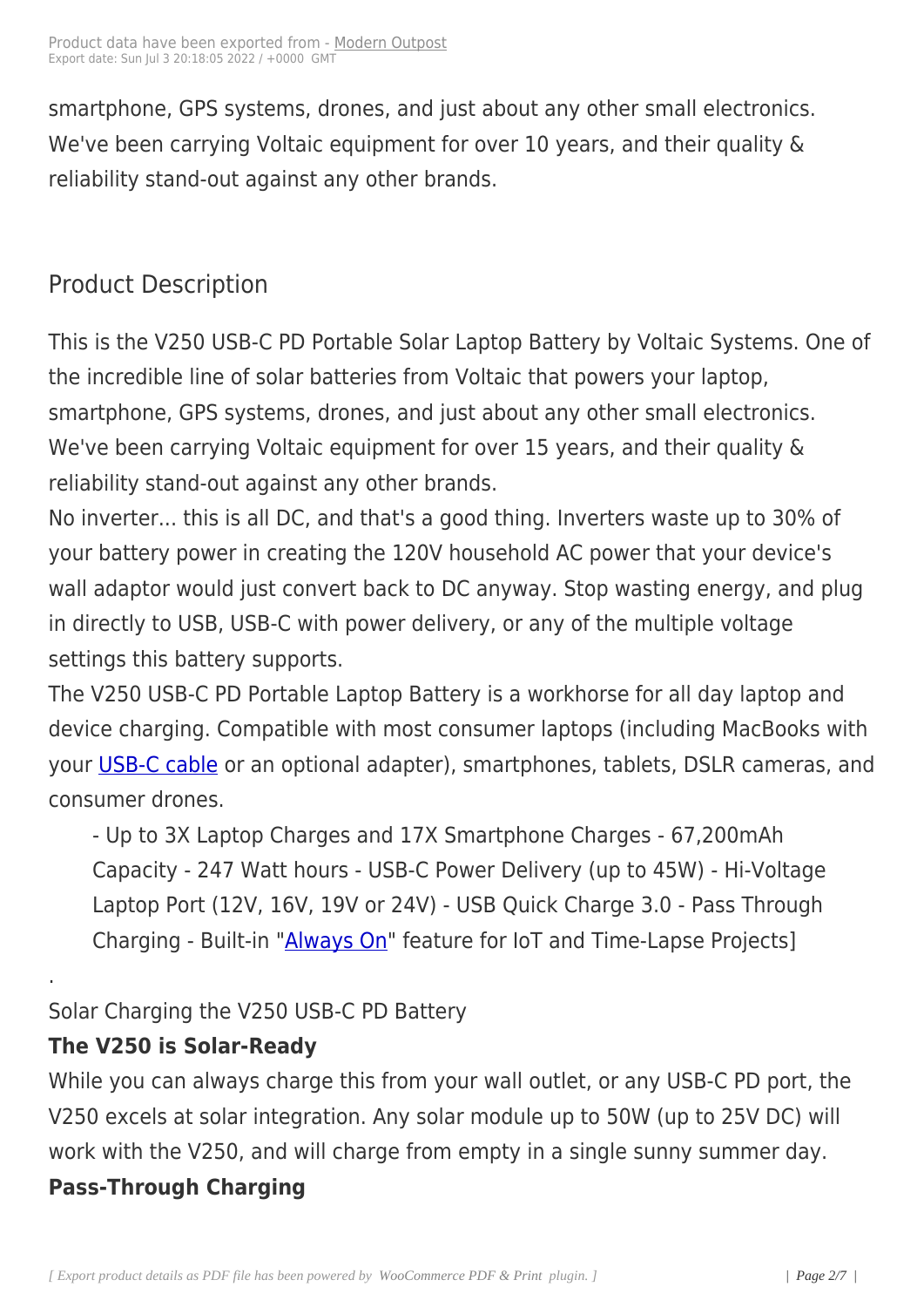smartphone, GPS systems, drones, and just about any other small electronics. We've been carrying Voltaic equipment for over 10 years, and their quality & reliability stand-out against any other brands.

## Product Description

This is the V250 USB-C PD Portable Solar Laptop Battery by Voltaic Systems. One of the incredible line of solar batteries from Voltaic that powers your laptop, smartphone, GPS systems, drones, and just about any other small electronics. We've been carrying Voltaic equipment for over 15 years, and their quality & reliability stand-out against any other brands.
No inverter... this is all DC, and that's a good thing. Inverters waste up to 30% of your battery power in creating the 120V household AC power that your device's wall adaptor would just convert back to DC anyway. Stop wasting energy, and plug in directly to USB, USB-C with power delivery, or any of the multiple voltage settings this battery supports.
The V250 USB-C PD Portable Laptop Battery is a workhorse for all day laptop and device charging. Compatible with most consumer laptops (including MacBooks with your USB-C cable or an optional adapter), smartphones, tablets, DSLR cameras, and consumer drones.

> - Up to 3X Laptop Charges and 17X Smartphone Charges - 67,200mAh Capacity - 247 Watt hours - USB-C Power Delivery (up to 45W) - Hi-Voltage Laptop Port (12V, 16V, 19V or 24V) - USB Quick Charge 3.0 - Pass Through Charging - Built-in "Always On" feature for IoT and Time-Lapse Projects]

.

Solar Charging the V250 USB-C PD Battery

**The V250 is Solar-Ready**

While you can always charge this from your wall outlet, or any USB-C PD port, the V250 excels at solar integration. Any solar module up to 50W (up to 25V DC) will work with the V250, and will charge from empty in a single sunny summer day.

**Pass-Through Charging**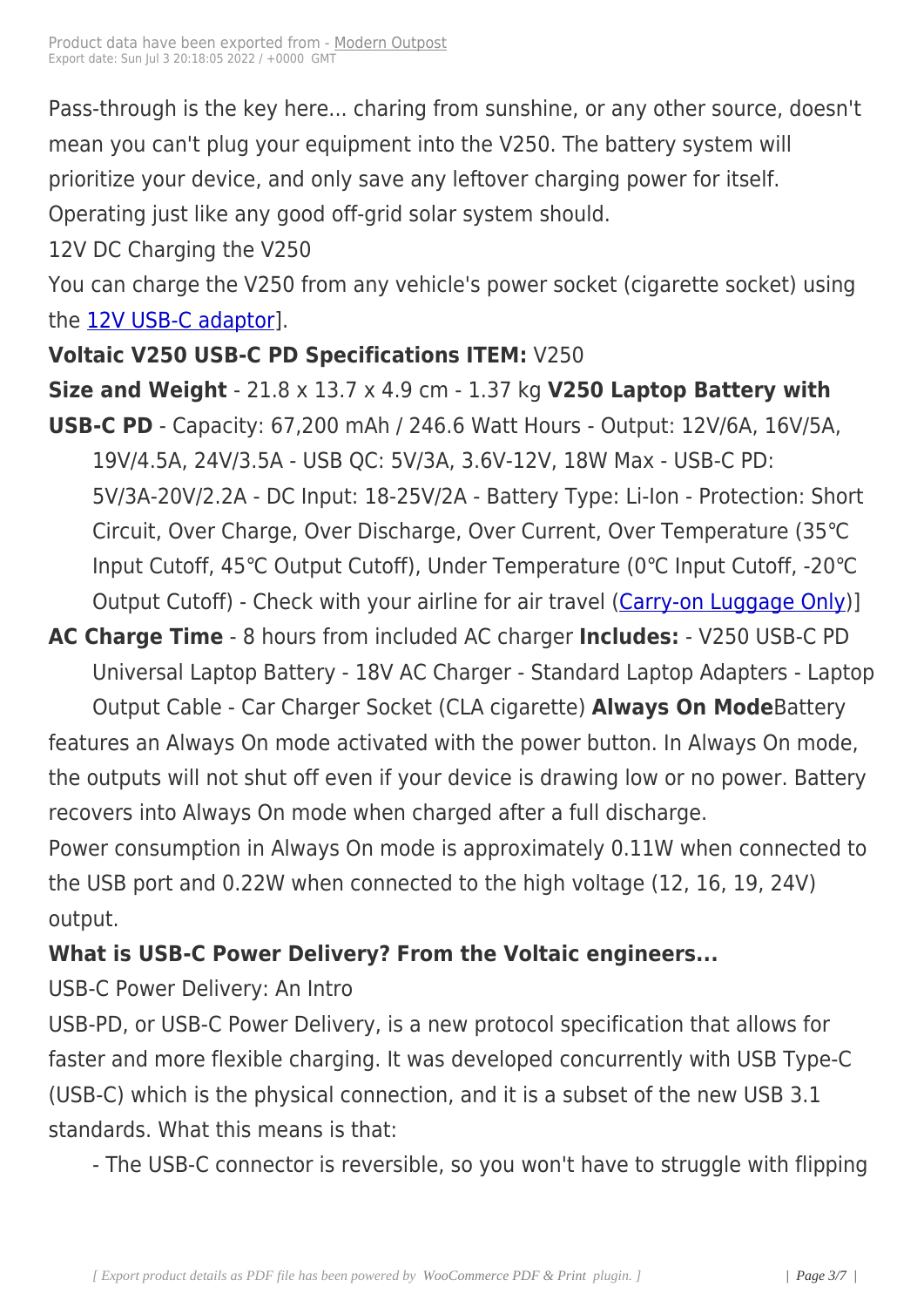Pass-through is the key here... charing from sunshine, or any other source, doesn't mean you can't plug your equipment into the V250. The battery system will prioritize your device, and only save any leftover charging power for itself. Operating just like any good off-grid solar system should.

12V DC Charging the V250

You can charge the V250 from any vehicle's power socket (cigarette socket) using the 12V USB-C adaptor].

**Voltaic V250 USB-C PD Specifications ITEM:** V250

**Size and Weight** - 21.8 x 13.7 x 4.9 cm - 1.37 kg **V250 Laptop Battery with USB-C PD** - Capacity: 67,200 mAh / 246.6 Watt Hours - Output: 12V/6A, 16V/5A, 19V/4.5A, 24V/3.5A - USB QC: 5V/3A, 3.6V-12V, 18W Max - USB-C PD: 5V/3A-20V/2.2A - DC Input: 18-25V/2A - Battery Type: Li-Ion - Protection: Short Circuit, Over Charge, Over Discharge, Over Current, Over Temperature (35℃ Input Cutoff, 45℃ Output Cutoff), Under Temperature (0℃ Input Cutoff, -20℃ Output Cutoff) - Check with your airline for air travel (Carry-on Luggage Only)]

**AC Charge Time** - 8 hours from included AC charger **Includes:** - V250 USB-C PD Universal Laptop Battery - 18V AC Charger - Standard Laptop Adapters - Laptop Output Cable - Car Charger Socket (CLA cigarette) **Always On Mode**Battery features an Always On mode activated with the power button. In Always On mode, the outputs will not shut off even if your device is drawing low or no power. Battery recovers into Always On mode when charged after a full discharge.

Power consumption in Always On mode is approximately 0.11W when connected to the USB port and 0.22W when connected to the high voltage (12, 16, 19, 24V) output.

**What is USB-C Power Delivery? From the Voltaic engineers...**

USB-C Power Delivery: An Intro

USB-PD, or USB-C Power Delivery, is a new protocol specification that allows for faster and more flexible charging. It was developed concurrently with USB Type-C (USB-C) which is the physical connection, and it is a subset of the new USB 3.1 standards. What this means is that:

- The USB-C connector is reversible, so you won't have to struggle with flipping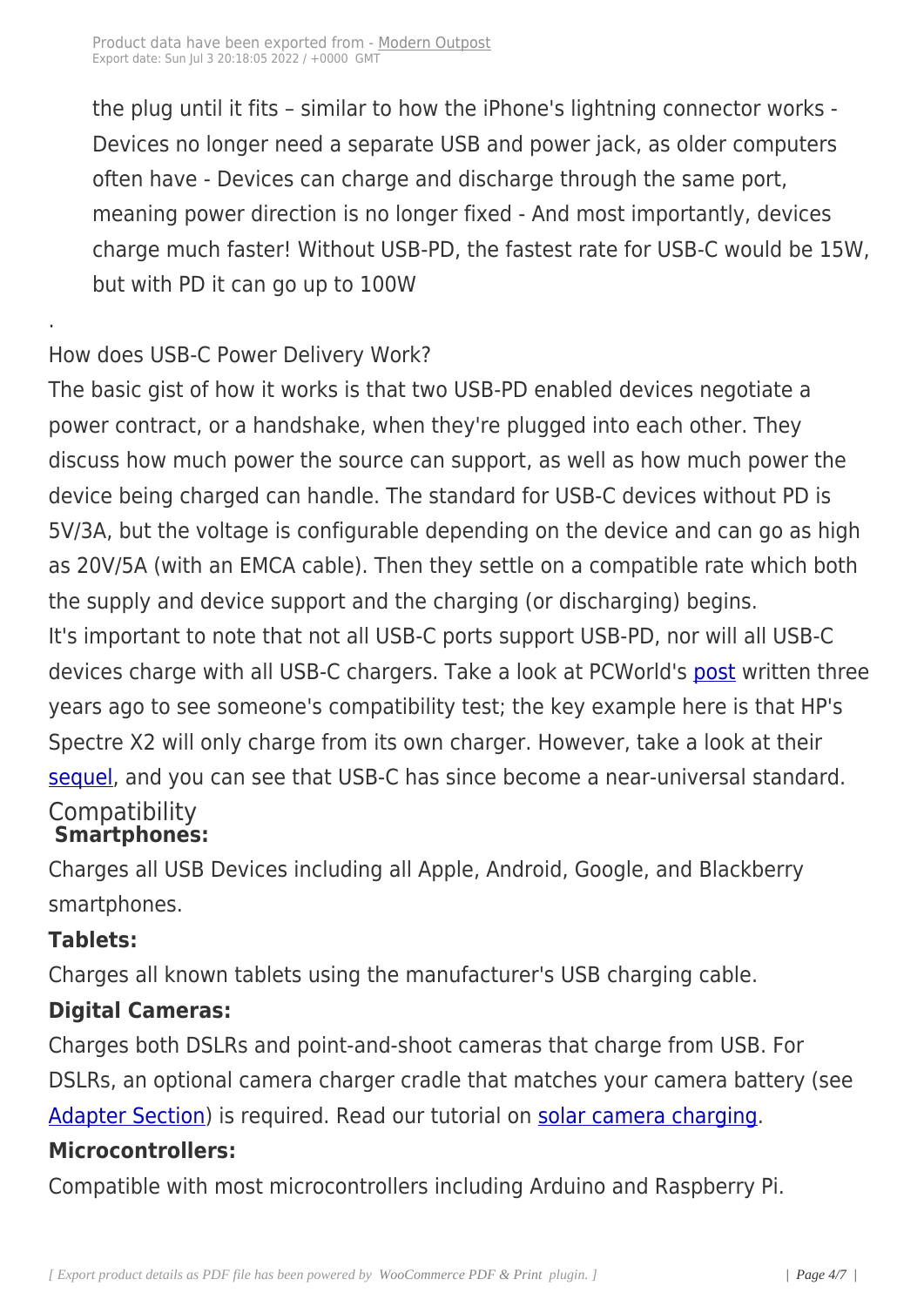the plug until it fits – similar to how the iPhone's lightning connector works - Devices no longer need a separate USB and power jack, as older computers often have - Devices can charge and discharge through the same port, meaning power direction is no longer fixed - And most importantly, devices charge much faster! Without USB-PD, the fastest rate for USB-C would be 15W, but with PD it can go up to 100W

.

How does USB-C Power Delivery Work?

The basic gist of how it works is that two USB-PD enabled devices negotiate a power contract, or a handshake, when they're plugged into each other. They discuss how much power the source can support, as well as how much power the device being charged can handle. The standard for USB-C devices without PD is 5V/3A, but the voltage is configurable depending on the device and can go as high as 20V/5A (with an EMCA cable). Then they settle on a compatible rate which both the supply and device support and the charging (or discharging) begins.

It's important to note that not all USB-C ports support USB-PD, nor will all USB-C devices charge with all USB-C chargers. Take a look at PCWorld's post written three years ago to see someone's compatibility test; the key example here is that HP's Spectre X2 will only charge from its own charger. However, take a look at their sequel, and you can see that USB-C has since become a near-universal standard.

## Compatibility

**Smartphones:**

Charges all USB Devices including all Apple, Android, Google, and Blackberry smartphones.

**Tablets:**

Charges all known tablets using the manufacturer's USB charging cable.

**Digital Cameras:**

Charges both DSLRs and point-and-shoot cameras that charge from USB. For DSLRs, an optional camera charger cradle that matches your camera battery (see Adapter Section) is required. Read our tutorial on solar camera charging.

**Microcontrollers:**

Compatible with most microcontrollers including Arduino and Raspberry Pi.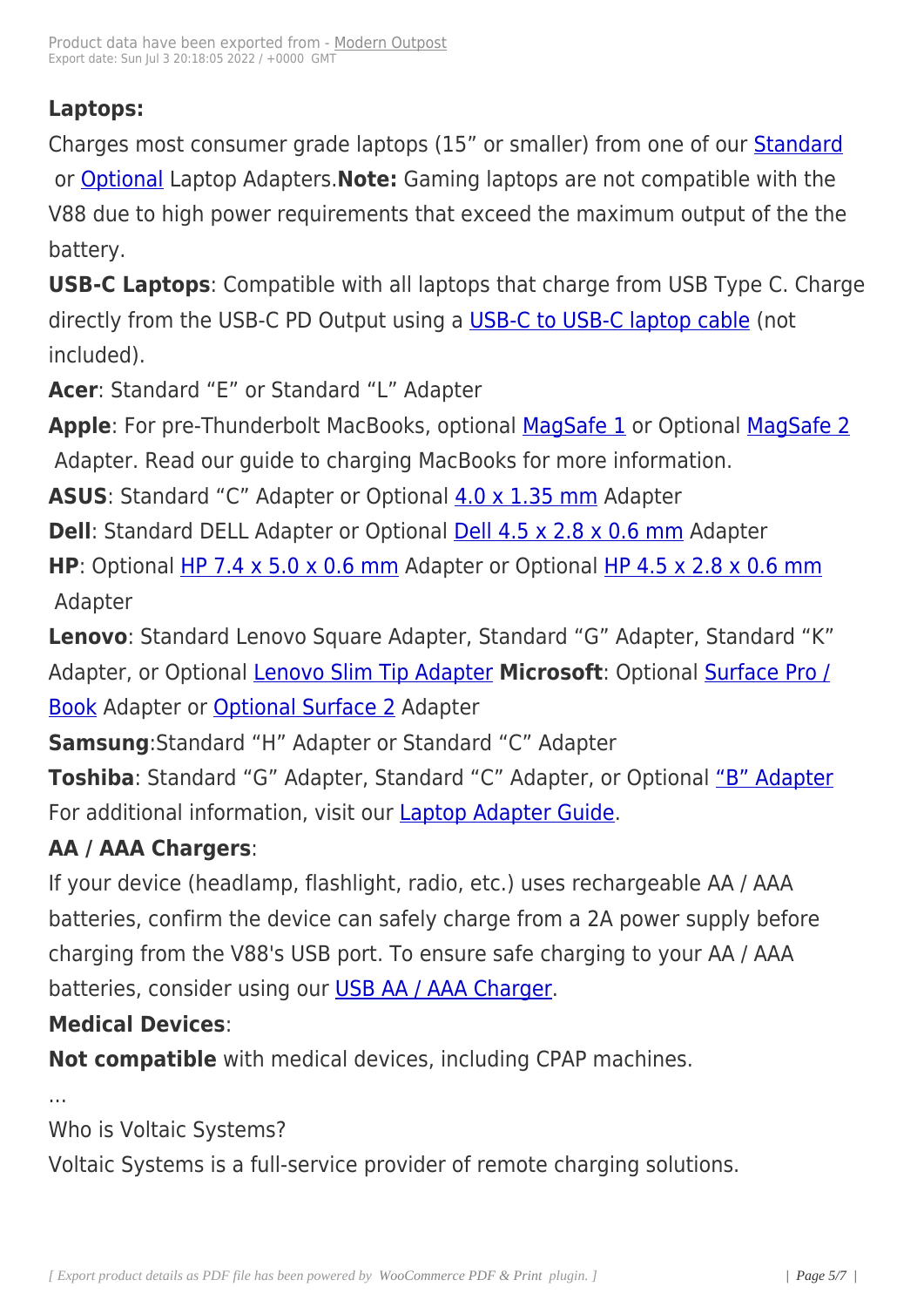**Laptops:**

Charges most consumer grade laptops (15" or smaller) from one of our Standard or Optional Laptop Adapters.**Note:** Gaming laptops are not compatible with the V88 due to high power requirements that exceed the maximum output of the the battery.

**USB-C Laptops**: Compatible with all laptops that charge from USB Type C. Charge directly from the USB-C PD Output using a USB-C to USB-C laptop cable (not included).

**Acer**: Standard "E" or Standard "L" Adapter

**Apple**: For pre-Thunderbolt MacBooks, optional MagSafe 1 or Optional MagSafe 2 Adapter. Read our guide to charging MacBooks for more information.

**ASUS**: Standard "C" Adapter or Optional 4.0 x 1.35 mm Adapter

**Dell**: Standard DELL Adapter or Optional Dell 4.5 x 2.8 x 0.6 mm Adapter

**HP**: Optional HP 7.4 x 5.0 x 0.6 mm Adapter or Optional HP 4.5 x 2.8 x 0.6 mm Adapter

**Lenovo**: Standard Lenovo Square Adapter, Standard "G" Adapter, Standard "K" Adapter, or Optional Lenovo Slim Tip Adapter **Microsoft**: Optional Surface Pro / Book Adapter or Optional Surface 2 Adapter

**Samsung**:Standard "H" Adapter or Standard "C" Adapter

**Toshiba**: Standard "G" Adapter, Standard "C" Adapter, or Optional "B" Adapter For additional information, visit our Laptop Adapter Guide.

**AA / AAA Chargers**:

If your device (headlamp, flashlight, radio, etc.) uses rechargeable AA / AAA batteries, confirm the device can safely charge from a 2A power supply before charging from the V88's USB port. To ensure safe charging to your AA / AAA batteries, consider using our USB AA / AAA Charger.

**Medical Devices**:

**Not compatible** with medical devices, including CPAP machines.

...

Who is Voltaic Systems?

Voltaic Systems is a full-service provider of remote charging solutions.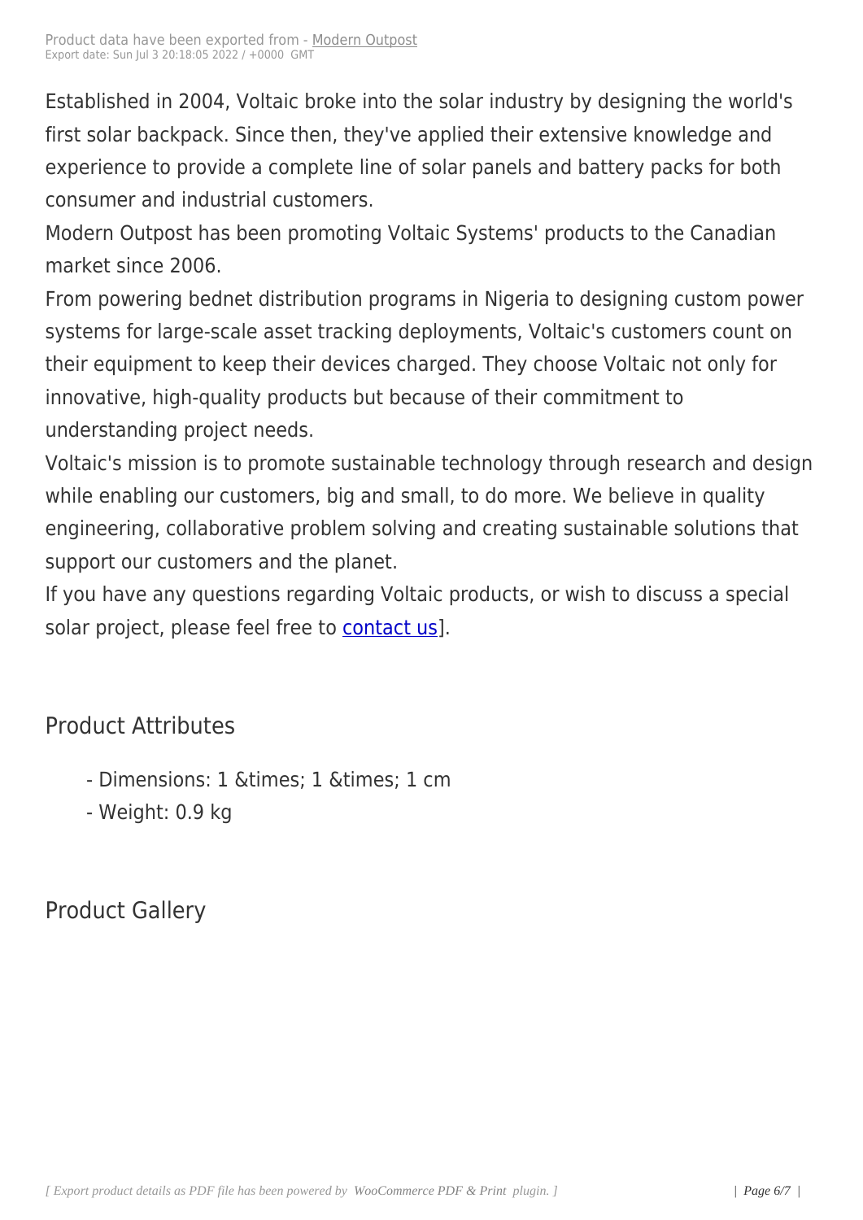Established in 2004, Voltaic broke into the solar industry by designing the world's first solar backpack. Since then, they've applied their extensive knowledge and experience to provide a complete line of solar panels and battery packs for both consumer and industrial customers.

Modern Outpost has been promoting Voltaic Systems' products to the Canadian market since 2006.

From powering bednet distribution programs in Nigeria to designing custom power systems for large-scale asset tracking deployments, Voltaic's customers count on their equipment to keep their devices charged. They choose Voltaic not only for innovative, high-quality products but because of their commitment to understanding project needs.

Voltaic's mission is to promote sustainable technology through research and design while enabling our customers, big and small, to do more. We believe in quality engineering, collaborative problem solving and creating sustainable solutions that support our customers and the planet.

If you have any questions regarding Voltaic products, or wish to discuss a special solar project, please feel free to contact us].

## Product Attributes

- Dimensions: 1 &times; 1 &times; 1 cm
- Weight: 0.9 kg

## Product Gallery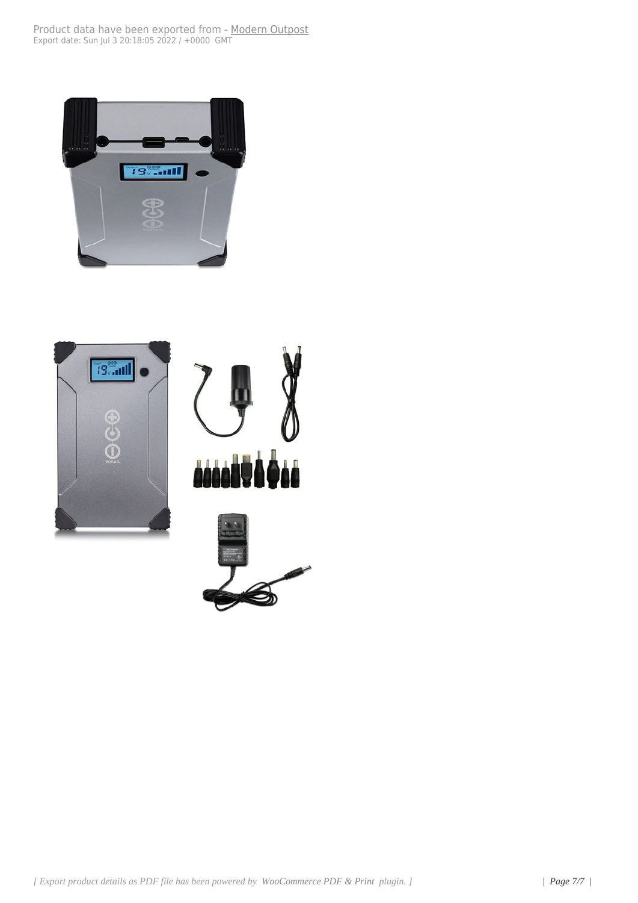Product data have been exported from - Modern Outpost
Export date: Sun Jul 3 20:18:05 2022 / +0000 GMT